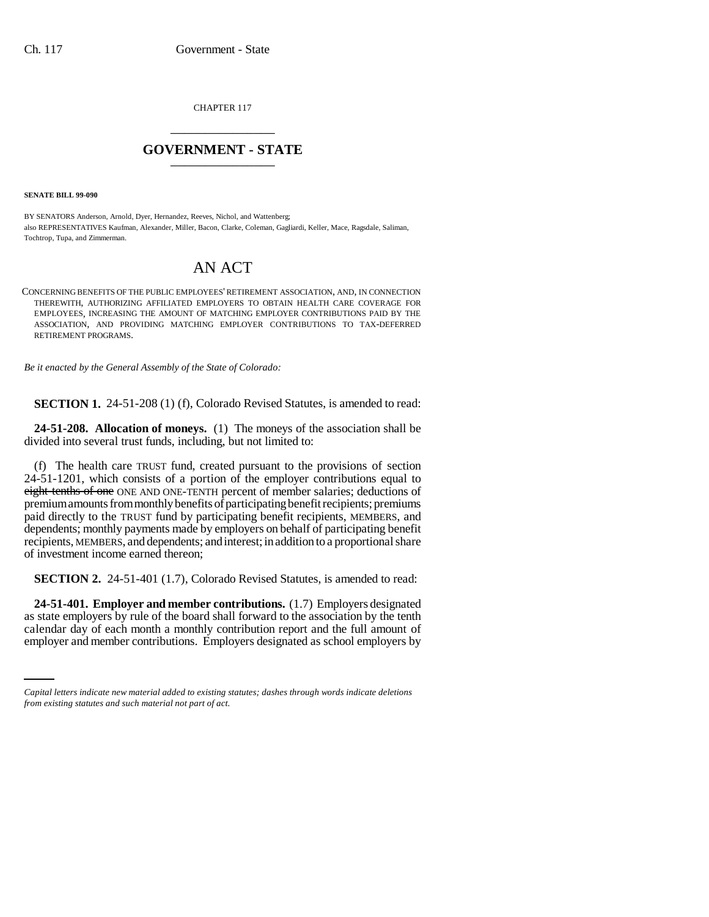CHAPTER 117

# GOVERNMENT - STATE

**SENATE BILL 99-090**

BY SENATORS Anderson, Arnold, Dyer, Hernandez, Reeves, Nichol, and Wattenberg;
also REPRESENTATIVES Kaufman, Alexander, Miller, Bacon, Clarke, Coleman, Gagliardi, Keller, Mace, Ragsdale, Saliman, Tochtrop, Tupa, and Zimmerman.

# AN ACT

CONCERNING BENEFITS OF THE PUBLIC EMPLOYEES' RETIREMENT ASSOCIATION, AND, IN CONNECTION THEREWITH, AUTHORIZING AFFILIATED EMPLOYERS TO OBTAIN HEALTH CARE COVERAGE FOR EMPLOYEES, INCREASING THE AMOUNT OF MATCHING EMPLOYER CONTRIBUTIONS PAID BY THE ASSOCIATION, AND PROVIDING MATCHING EMPLOYER CONTRIBUTIONS TO TAX-DEFERRED RETIREMENT PROGRAMS.

*Be it enacted by the General Assembly of the State of Colorado:*

**SECTION 1.** 24-51-208 (1) (f), Colorado Revised Statutes, is amended to read:

**24-51-208. Allocation of moneys.** (1) The moneys of the association shall be divided into several trust funds, including, but not limited to:

(f) The health care TRUST fund, created pursuant to the provisions of section 24-51-1201, which consists of a portion of the employer contributions equal to ~~eight-tenths of one~~ ONE AND ONE-TENTH percent of member salaries; deductions of premium amounts from monthly benefits of participating benefit recipients; premiums paid directly to the TRUST fund by participating benefit recipients, MEMBERS, and dependents; monthly payments made by employers on behalf of participating benefit recipients, MEMBERS, and dependents; and interest; in addition to a proportional share of investment income earned thereon;

**SECTION 2.** 24-51-401 (1.7), Colorado Revised Statutes, is amended to read:

**24-51-401. Employer and member contributions.** (1.7) Employers designated as state employers by rule of the board shall forward to the association by the tenth calendar day of each month a monthly contribution report and the full amount of employer and member contributions. Employers designated as school employers by

*Capital letters indicate new material added to existing statutes; dashes through words indicate deletions from existing statutes and such material not part of act.*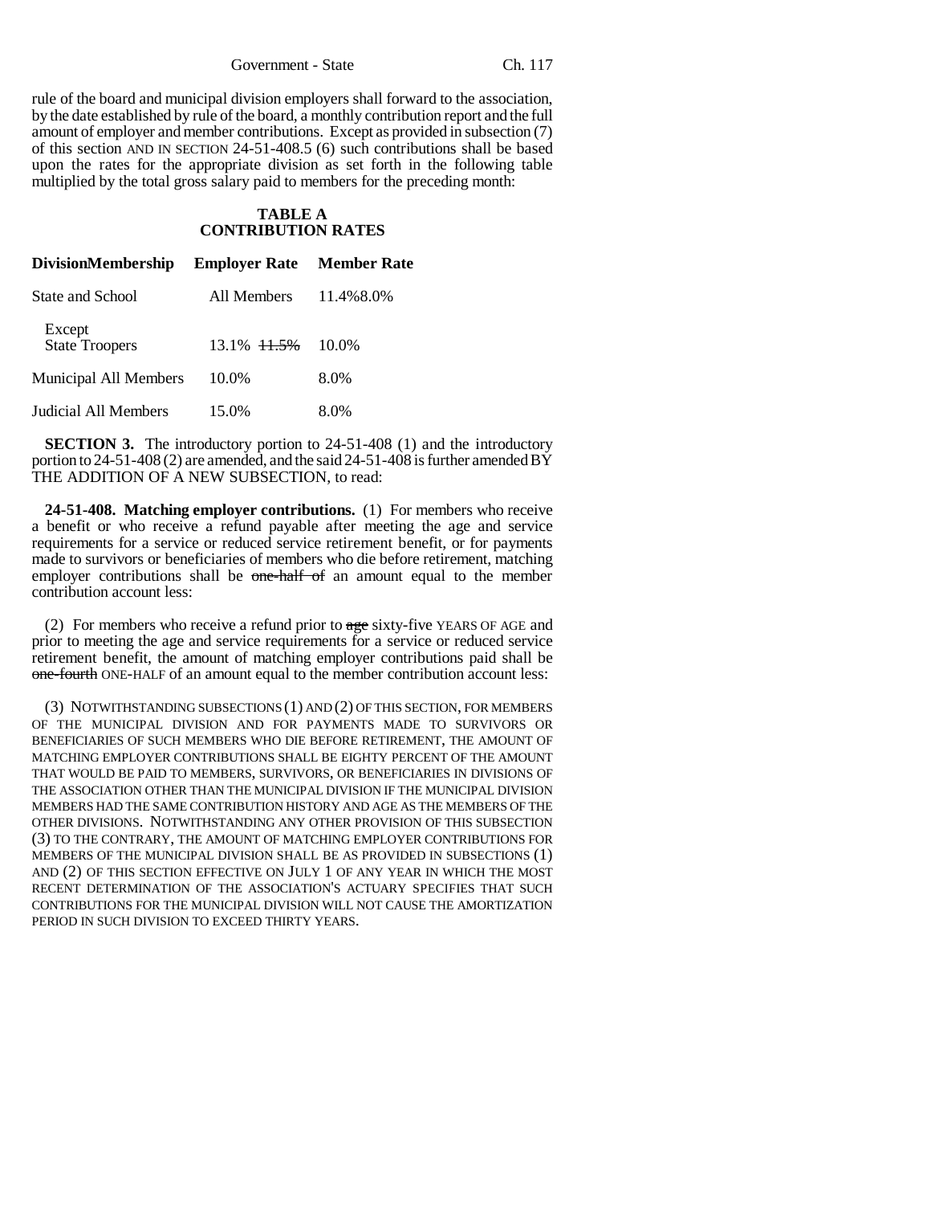rule of the board and municipal division employers shall forward to the association, by the date established by rule of the board, a monthly contribution report and the full amount of employer and member contributions. Except as provided in subsection (7) of this section AND IN SECTION 24-51-408.5 (6) such contributions shall be based upon the rates for the appropriate division as set forth in the following table multiplied by the total gross salary paid to members for the preceding month:

**TABLE A**
**CONTRIBUTION RATES**

| DivisionMembership | Employer Rate | Member Rate |
|---|---|---|
| State and School | All Members | 11.4%8.0% |
| Except State Troopers | 13.1% ~~11.5%~~ | 10.0% |
| Municipal All Members | 10.0% | 8.0% |
| Judicial All Members | 15.0% | 8.0% |

**SECTION 3.** The introductory portion to 24-51-408 (1) and the introductory portion to 24-51-408 (2) are amended, and the said 24-51-408 is further amended BY THE ADDITION OF A NEW SUBSECTION, to read:

**24-51-408. Matching employer contributions.** (1) For members who receive a benefit or who receive a refund payable after meeting the age and service requirements for a service or reduced service retirement benefit, or for payments made to survivors or beneficiaries of members who die before retirement, matching employer contributions shall be ~~one-half of~~ an amount equal to the member contribution account less:

(2) For members who receive a refund prior to ~~age~~ sixty-five YEARS OF AGE and prior to meeting the age and service requirements for a service or reduced service retirement benefit, the amount of matching employer contributions paid shall be ~~one-fourth~~ ONE-HALF of an amount equal to the member contribution account less:

(3) NOTWITHSTANDING SUBSECTIONS (1) AND (2) OF THIS SECTION, FOR MEMBERS OF THE MUNICIPAL DIVISION AND FOR PAYMENTS MADE TO SURVIVORS OR BENEFICIARIES OF SUCH MEMBERS WHO DIE BEFORE RETIREMENT, THE AMOUNT OF MATCHING EMPLOYER CONTRIBUTIONS SHALL BE EIGHTY PERCENT OF THE AMOUNT THAT WOULD BE PAID TO MEMBERS, SURVIVORS, OR BENEFICIARIES IN DIVISIONS OF THE ASSOCIATION OTHER THAN THE MUNICIPAL DIVISION IF THE MUNICIPAL DIVISION MEMBERS HAD THE SAME CONTRIBUTION HISTORY AND AGE AS THE MEMBERS OF THE OTHER DIVISIONS. NOTWITHSTANDING ANY OTHER PROVISION OF THIS SUBSECTION (3) TO THE CONTRARY, THE AMOUNT OF MATCHING EMPLOYER CONTRIBUTIONS FOR MEMBERS OF THE MUNICIPAL DIVISION SHALL BE AS PROVIDED IN SUBSECTIONS (1) AND (2) OF THIS SECTION EFFECTIVE ON JULY 1 OF ANY YEAR IN WHICH THE MOST RECENT DETERMINATION OF THE ASSOCIATION'S ACTUARY SPECIFIES THAT SUCH CONTRIBUTIONS FOR THE MUNICIPAL DIVISION WILL NOT CAUSE THE AMORTIZATION PERIOD IN SUCH DIVISION TO EXCEED THIRTY YEARS.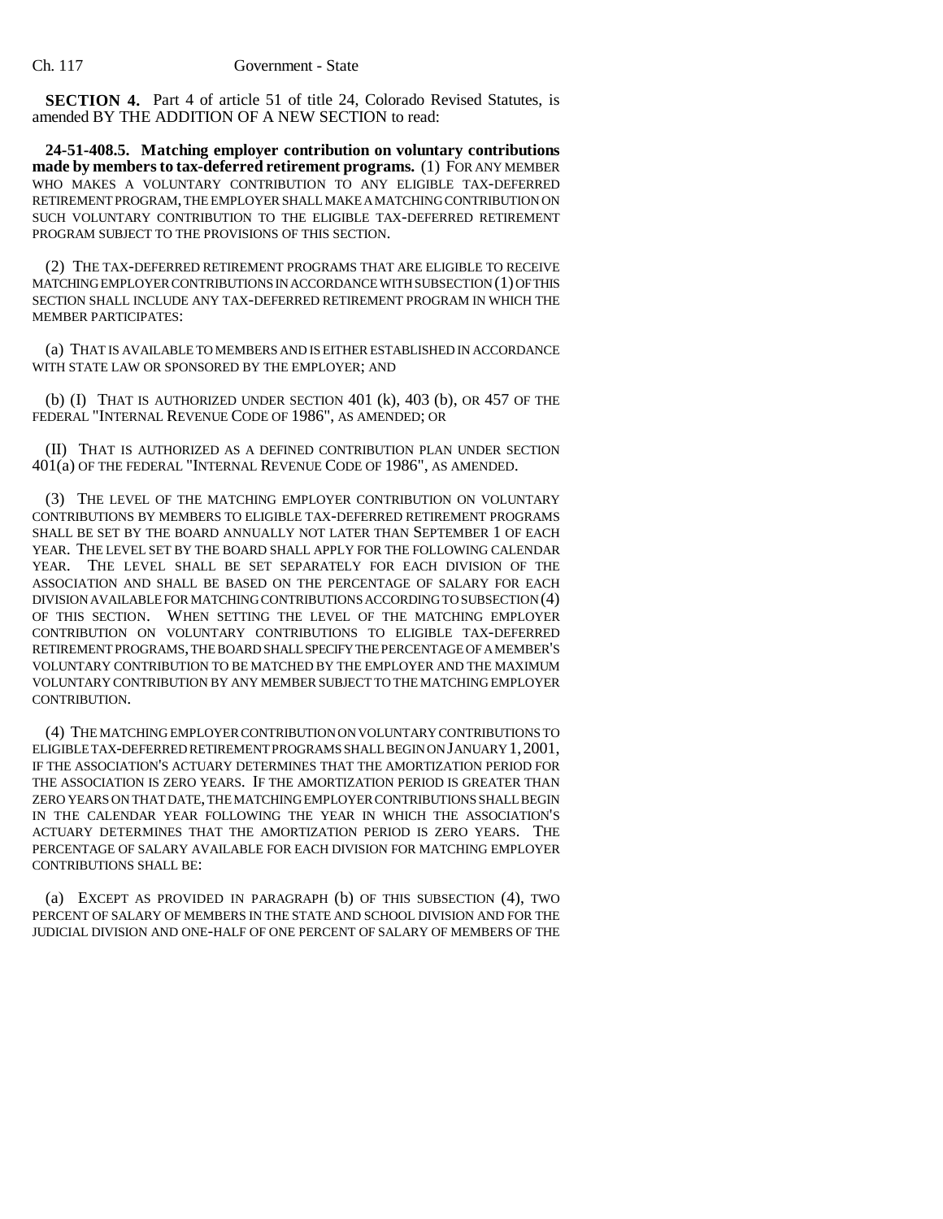**SECTION 4.** Part 4 of article 51 of title 24, Colorado Revised Statutes, is amended BY THE ADDITION OF A NEW SECTION to read:

**24-51-408.5. Matching employer contribution on voluntary contributions made by members to tax-deferred retirement programs.** (1) FOR ANY MEMBER WHO MAKES A VOLUNTARY CONTRIBUTION TO ANY ELIGIBLE TAX-DEFERRED RETIREMENT PROGRAM, THE EMPLOYER SHALL MAKE A MATCHING CONTRIBUTION ON SUCH VOLUNTARY CONTRIBUTION TO THE ELIGIBLE TAX-DEFERRED RETIREMENT PROGRAM SUBJECT TO THE PROVISIONS OF THIS SECTION.

(2) THE TAX-DEFERRED RETIREMENT PROGRAMS THAT ARE ELIGIBLE TO RECEIVE MATCHING EMPLOYER CONTRIBUTIONS IN ACCORDANCE WITH SUBSECTION (1) OF THIS SECTION SHALL INCLUDE ANY TAX-DEFERRED RETIREMENT PROGRAM IN WHICH THE MEMBER PARTICIPATES:

(a) THAT IS AVAILABLE TO MEMBERS AND IS EITHER ESTABLISHED IN ACCORDANCE WITH STATE LAW OR SPONSORED BY THE EMPLOYER; AND

(b) (I) THAT IS AUTHORIZED UNDER SECTION 401 (k), 403 (b), OR 457 OF THE FEDERAL "INTERNAL REVENUE CODE OF 1986", AS AMENDED; OR

(II) THAT IS AUTHORIZED AS A DEFINED CONTRIBUTION PLAN UNDER SECTION 401(a) OF THE FEDERAL "INTERNAL REVENUE CODE OF 1986", AS AMENDED.

(3) THE LEVEL OF THE MATCHING EMPLOYER CONTRIBUTION ON VOLUNTARY CONTRIBUTIONS BY MEMBERS TO ELIGIBLE TAX-DEFERRED RETIREMENT PROGRAMS SHALL BE SET BY THE BOARD ANNUALLY NOT LATER THAN SEPTEMBER 1 OF EACH YEAR. THE LEVEL SET BY THE BOARD SHALL APPLY FOR THE FOLLOWING CALENDAR YEAR. THE LEVEL SHALL BE SET SEPARATELY FOR EACH DIVISION OF THE ASSOCIATION AND SHALL BE BASED ON THE PERCENTAGE OF SALARY FOR EACH DIVISION AVAILABLE FOR MATCHING CONTRIBUTIONS ACCORDING TO SUBSECTION (4) OF THIS SECTION. WHEN SETTING THE LEVEL OF THE MATCHING EMPLOYER CONTRIBUTION ON VOLUNTARY CONTRIBUTIONS TO ELIGIBLE TAX-DEFERRED RETIREMENT PROGRAMS, THE BOARD SHALL SPECIFY THE PERCENTAGE OF A MEMBER'S VOLUNTARY CONTRIBUTION TO BE MATCHED BY THE EMPLOYER AND THE MAXIMUM VOLUNTARY CONTRIBUTION BY ANY MEMBER SUBJECT TO THE MATCHING EMPLOYER CONTRIBUTION.

(4) THE MATCHING EMPLOYER CONTRIBUTION ON VOLUNTARY CONTRIBUTIONS TO ELIGIBLE TAX-DEFERRED RETIREMENT PROGRAMS SHALL BEGIN ON JANUARY 1, 2001, IF THE ASSOCIATION'S ACTUARY DETERMINES THAT THE AMORTIZATION PERIOD FOR THE ASSOCIATION IS ZERO YEARS. IF THE AMORTIZATION PERIOD IS GREATER THAN ZERO YEARS ON THAT DATE, THE MATCHING EMPLOYER CONTRIBUTIONS SHALL BEGIN IN THE CALENDAR YEAR FOLLOWING THE YEAR IN WHICH THE ASSOCIATION'S ACTUARY DETERMINES THAT THE AMORTIZATION PERIOD IS ZERO YEARS. THE PERCENTAGE OF SALARY AVAILABLE FOR EACH DIVISION FOR MATCHING EMPLOYER CONTRIBUTIONS SHALL BE:

(a) EXCEPT AS PROVIDED IN PARAGRAPH (b) OF THIS SUBSECTION (4), TWO PERCENT OF SALARY OF MEMBERS IN THE STATE AND SCHOOL DIVISION AND FOR THE JUDICIAL DIVISION AND ONE-HALF OF ONE PERCENT OF SALARY OF MEMBERS OF THE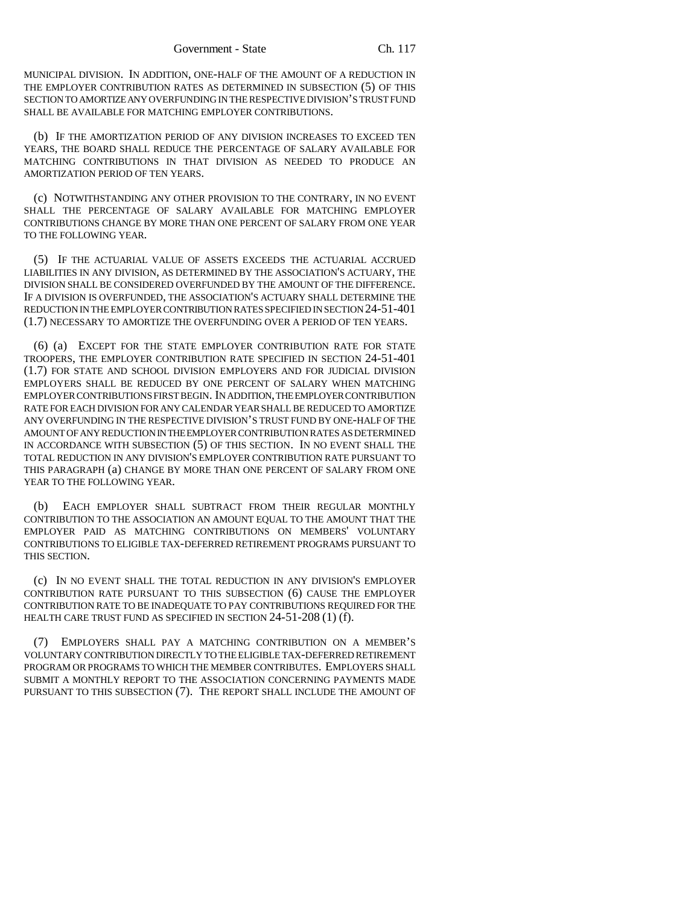MUNICIPAL DIVISION. IN ADDITION, ONE-HALF OF THE AMOUNT OF A REDUCTION IN THE EMPLOYER CONTRIBUTION RATES AS DETERMINED IN SUBSECTION (5) OF THIS SECTION TO AMORTIZE ANY OVERFUNDING IN THE RESPECTIVE DIVISION'S TRUST FUND SHALL BE AVAILABLE FOR MATCHING EMPLOYER CONTRIBUTIONS.

(b) IF THE AMORTIZATION PERIOD OF ANY DIVISION INCREASES TO EXCEED TEN YEARS, THE BOARD SHALL REDUCE THE PERCENTAGE OF SALARY AVAILABLE FOR MATCHING CONTRIBUTIONS IN THAT DIVISION AS NEEDED TO PRODUCE AN AMORTIZATION PERIOD OF TEN YEARS.

(c) NOTWITHSTANDING ANY OTHER PROVISION TO THE CONTRARY, IN NO EVENT SHALL THE PERCENTAGE OF SALARY AVAILABLE FOR MATCHING EMPLOYER CONTRIBUTIONS CHANGE BY MORE THAN ONE PERCENT OF SALARY FROM ONE YEAR TO THE FOLLOWING YEAR.

(5) IF THE ACTUARIAL VALUE OF ASSETS EXCEEDS THE ACTUARIAL ACCRUED LIABILITIES IN ANY DIVISION, AS DETERMINED BY THE ASSOCIATION'S ACTUARY, THE DIVISION SHALL BE CONSIDERED OVERFUNDED BY THE AMOUNT OF THE DIFFERENCE. IF A DIVISION IS OVERFUNDED, THE ASSOCIATION'S ACTUARY SHALL DETERMINE THE REDUCTION IN THE EMPLOYER CONTRIBUTION RATES SPECIFIED IN SECTION 24-51-401 (1.7) NECESSARY TO AMORTIZE THE OVERFUNDING OVER A PERIOD OF TEN YEARS.

(6) (a) EXCEPT FOR THE STATE EMPLOYER CONTRIBUTION RATE FOR STATE TROOPERS, THE EMPLOYER CONTRIBUTION RATE SPECIFIED IN SECTION 24-51-401 (1.7) FOR STATE AND SCHOOL DIVISION EMPLOYERS AND FOR JUDICIAL DIVISION EMPLOYERS SHALL BE REDUCED BY ONE PERCENT OF SALARY WHEN MATCHING EMPLOYER CONTRIBUTIONS FIRST BEGIN. IN ADDITION, THE EMPLOYER CONTRIBUTION RATE FOR EACH DIVISION FOR ANY CALENDAR YEAR SHALL BE REDUCED TO AMORTIZE ANY OVERFUNDING IN THE RESPECTIVE DIVISION'S TRUST FUND BY ONE-HALF OF THE AMOUNT OF ANY REDUCTION IN THE EMPLOYER CONTRIBUTION RATES AS DETERMINED IN ACCORDANCE WITH SUBSECTION (5) OF THIS SECTION. IN NO EVENT SHALL THE TOTAL REDUCTION IN ANY DIVISION'S EMPLOYER CONTRIBUTION RATE PURSUANT TO THIS PARAGRAPH (a) CHANGE BY MORE THAN ONE PERCENT OF SALARY FROM ONE YEAR TO THE FOLLOWING YEAR.

(b) EACH EMPLOYER SHALL SUBTRACT FROM THEIR REGULAR MONTHLY CONTRIBUTION TO THE ASSOCIATION AN AMOUNT EQUAL TO THE AMOUNT THAT THE EMPLOYER PAID AS MATCHING CONTRIBUTIONS ON MEMBERS' VOLUNTARY CONTRIBUTIONS TO ELIGIBLE TAX-DEFERRED RETIREMENT PROGRAMS PURSUANT TO THIS SECTION.

(c) IN NO EVENT SHALL THE TOTAL REDUCTION IN ANY DIVISION'S EMPLOYER CONTRIBUTION RATE PURSUANT TO THIS SUBSECTION (6) CAUSE THE EMPLOYER CONTRIBUTION RATE TO BE INADEQUATE TO PAY CONTRIBUTIONS REQUIRED FOR THE HEALTH CARE TRUST FUND AS SPECIFIED IN SECTION 24-51-208 (1) (f).

(7) EMPLOYERS SHALL PAY A MATCHING CONTRIBUTION ON A MEMBER'S VOLUNTARY CONTRIBUTION DIRECTLY TO THE ELIGIBLE TAX-DEFERRED RETIREMENT PROGRAM OR PROGRAMS TO WHICH THE MEMBER CONTRIBUTES. EMPLOYERS SHALL SUBMIT A MONTHLY REPORT TO THE ASSOCIATION CONCERNING PAYMENTS MADE PURSUANT TO THIS SUBSECTION (7). THE REPORT SHALL INCLUDE THE AMOUNT OF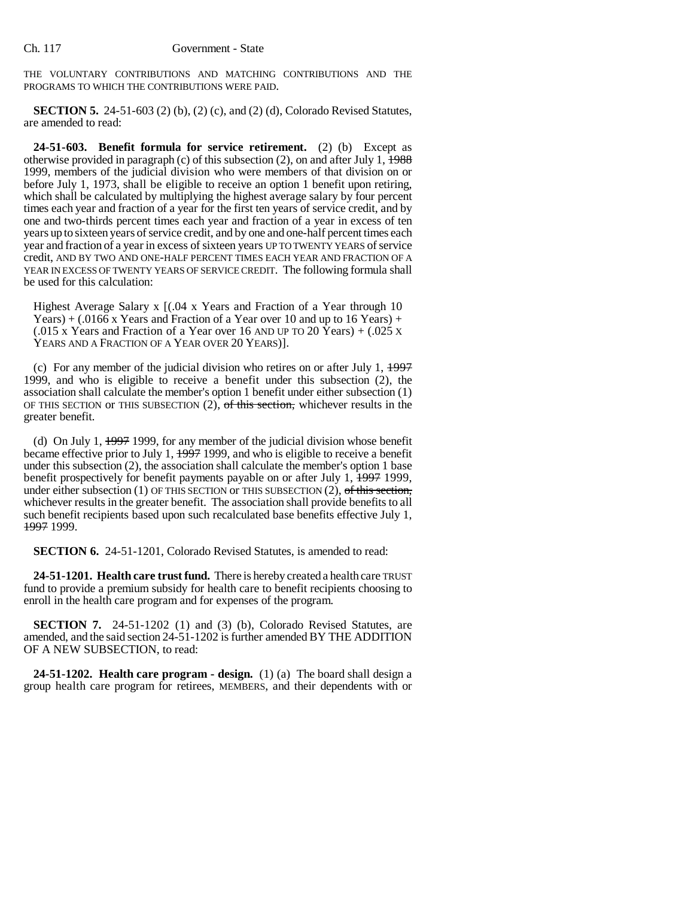THE VOLUNTARY CONTRIBUTIONS AND MATCHING CONTRIBUTIONS AND THE PROGRAMS TO WHICH THE CONTRIBUTIONS WERE PAID.

**SECTION 5.** 24-51-603 (2) (b), (2) (c), and (2) (d), Colorado Revised Statutes, are amended to read:

**24-51-603. Benefit formula for service retirement.** (2) (b) Except as otherwise provided in paragraph (c) of this subsection (2), on and after July 1, ~~1988~~ 1999, members of the judicial division who were members of that division on or before July 1, 1973, shall be eligible to receive an option 1 benefit upon retiring, which shall be calculated by multiplying the highest average salary by four percent times each year and fraction of a year for the first ten years of service credit, and by one and two-thirds percent times each year and fraction of a year in excess of ten years up to sixteen years of service credit, and by one and one-half percent times each year and fraction of a year in excess of sixteen years UP TO TWENTY YEARS of service credit, AND BY TWO AND ONE-HALF PERCENT TIMES EACH YEAR AND FRACTION OF A YEAR IN EXCESS OF TWENTY YEARS OF SERVICE CREDIT. The following formula shall be used for this calculation:

Highest Average Salary x [(.04 x Years and Fraction of a Year through 10 Years) + (.0166 x Years and Fraction of a Year over 10 and up to 16 Years) + (.015 x Years and Fraction of a Year over 16 AND UP TO 20 Years) + (.025 X YEARS AND A FRACTION OF A YEAR OVER 20 YEARS)].

(c) For any member of the judicial division who retires on or after July 1, ~~1997~~ 1999, and who is eligible to receive a benefit under this subsection (2), the association shall calculate the member's option 1 benefit under either subsection (1) OF THIS SECTION or THIS SUBSECTION (2), ~~of this section,~~ whichever results in the greater benefit.

(d) On July 1, ~~1997~~ 1999, for any member of the judicial division whose benefit became effective prior to July 1, ~~1997~~ 1999, and who is eligible to receive a benefit under this subsection (2), the association shall calculate the member's option 1 base benefit prospectively for benefit payments payable on or after July 1, ~~1997~~ 1999, under either subsection (1) OF THIS SECTION or THIS SUBSECTION (2), ~~of this section,~~ whichever results in the greater benefit. The association shall provide benefits to all such benefit recipients based upon such recalculated base benefits effective July 1, ~~1997~~ 1999.

**SECTION 6.** 24-51-1201, Colorado Revised Statutes, is amended to read:

**24-51-1201. Health care trust fund.** There is hereby created a health care TRUST fund to provide a premium subsidy for health care to benefit recipients choosing to enroll in the health care program and for expenses of the program.

**SECTION 7.** 24-51-1202 (1) and (3) (b), Colorado Revised Statutes, are amended, and the said section 24-51-1202 is further amended BY THE ADDITION OF A NEW SUBSECTION, to read:

**24-51-1202. Health care program - design.** (1) (a) The board shall design a group health care program for retirees, MEMBERS, and their dependents with or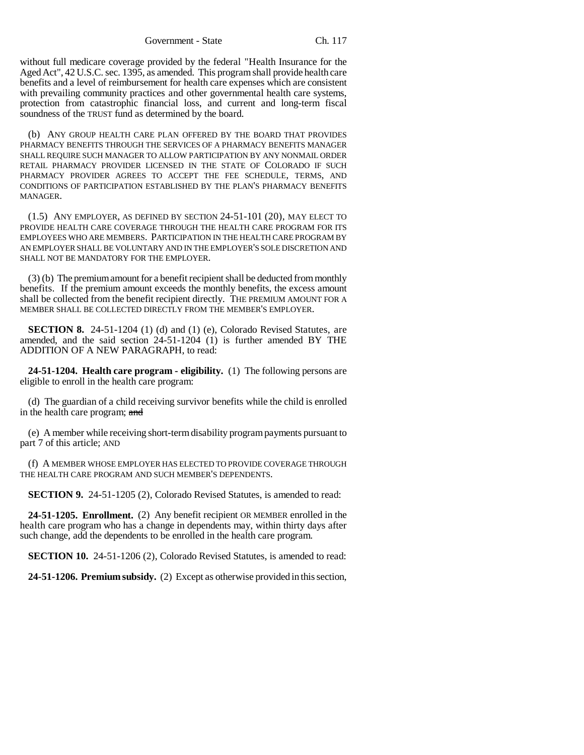without full medicare coverage provided by the federal "Health Insurance for the Aged Act", 42 U.S.C. sec. 1395, as amended. This program shall provide health care benefits and a level of reimbursement for health care expenses which are consistent with prevailing community practices and other governmental health care systems, protection from catastrophic financial loss, and current and long-term fiscal soundness of the TRUST fund as determined by the board.

(b) ANY GROUP HEALTH CARE PLAN OFFERED BY THE BOARD THAT PROVIDES PHARMACY BENEFITS THROUGH THE SERVICES OF A PHARMACY BENEFITS MANAGER SHALL REQUIRE SUCH MANAGER TO ALLOW PARTICIPATION BY ANY NONMAIL ORDER RETAIL PHARMACY PROVIDER LICENSED IN THE STATE OF COLORADO IF SUCH PHARMACY PROVIDER AGREES TO ACCEPT THE FEE SCHEDULE, TERMS, AND CONDITIONS OF PARTICIPATION ESTABLISHED BY THE PLAN'S PHARMACY BENEFITS MANAGER.

(1.5) ANY EMPLOYER, AS DEFINED BY SECTION 24-51-101 (20), MAY ELECT TO PROVIDE HEALTH CARE COVERAGE THROUGH THE HEALTH CARE PROGRAM FOR ITS EMPLOYEES WHO ARE MEMBERS. PARTICIPATION IN THE HEALTH CARE PROGRAM BY AN EMPLOYER SHALL BE VOLUNTARY AND IN THE EMPLOYER'S SOLE DISCRETION AND SHALL NOT BE MANDATORY FOR THE EMPLOYER.

(3) (b) The premium amount for a benefit recipient shall be deducted from monthly benefits. If the premium amount exceeds the monthly benefits, the excess amount shall be collected from the benefit recipient directly. THE PREMIUM AMOUNT FOR A MEMBER SHALL BE COLLECTED DIRECTLY FROM THE MEMBER'S EMPLOYER.

**SECTION 8.** 24-51-1204 (1) (d) and (1) (e), Colorado Revised Statutes, are amended, and the said section 24-51-1204 (1) is further amended BY THE ADDITION OF A NEW PARAGRAPH, to read:

**24-51-1204. Health care program - eligibility.** (1) The following persons are eligible to enroll in the health care program:

(d) The guardian of a child receiving survivor benefits while the child is enrolled in the health care program; ~~and~~

(e) A member while receiving short-term disability program payments pursuant to part 7 of this article; AND

(f) A MEMBER WHOSE EMPLOYER HAS ELECTED TO PROVIDE COVERAGE THROUGH THE HEALTH CARE PROGRAM AND SUCH MEMBER'S DEPENDENTS.

**SECTION 9.** 24-51-1205 (2), Colorado Revised Statutes, is amended to read:

**24-51-1205. Enrollment.** (2) Any benefit recipient OR MEMBER enrolled in the health care program who has a change in dependents may, within thirty days after such change, add the dependents to be enrolled in the health care program.

**SECTION 10.** 24-51-1206 (2), Colorado Revised Statutes, is amended to read:

**24-51-1206. Premium subsidy.** (2) Except as otherwise provided in this section,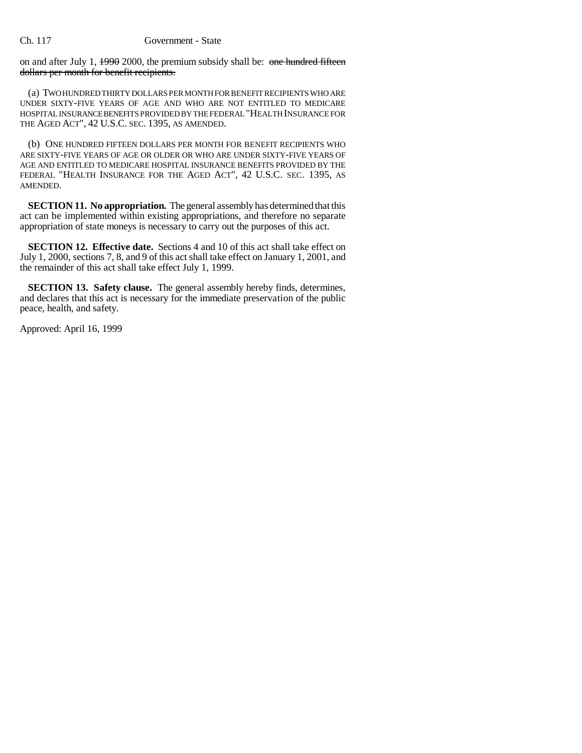on and after July 1, ~~1990~~ 2000, the premium subsidy shall be: ~~one hundred fifteen dollars per month for benefit recipients.~~

(a) TWO HUNDRED THIRTY DOLLARS PER MONTH FOR BENEFIT RECIPIENTS WHO ARE UNDER SIXTY-FIVE YEARS OF AGE AND WHO ARE NOT ENTITLED TO MEDICARE HOSPITAL INSURANCE BENEFITS PROVIDED BY THE FEDERAL "HEALTH INSURANCE FOR THE AGED ACT", 42 U.S.C. SEC. 1395, AS AMENDED.

(b) ONE HUNDRED FIFTEEN DOLLARS PER MONTH FOR BENEFIT RECIPIENTS WHO ARE SIXTY-FIVE YEARS OF AGE OR OLDER OR WHO ARE UNDER SIXTY-FIVE YEARS OF AGE AND ENTITLED TO MEDICARE HOSPITAL INSURANCE BENEFITS PROVIDED BY THE FEDERAL "HEALTH INSURANCE FOR THE AGED ACT", 42 U.S.C. SEC. 1395, AS AMENDED.

**SECTION 11. No appropriation.** The general assembly has determined that this act can be implemented within existing appropriations, and therefore no separate appropriation of state moneys is necessary to carry out the purposes of this act.

**SECTION 12. Effective date.** Sections 4 and 10 of this act shall take effect on July 1, 2000, sections 7, 8, and 9 of this act shall take effect on January 1, 2001, and the remainder of this act shall take effect July 1, 1999.

**SECTION 13. Safety clause.** The general assembly hereby finds, determines, and declares that this act is necessary for the immediate preservation of the public peace, health, and safety.

Approved: April 16, 1999